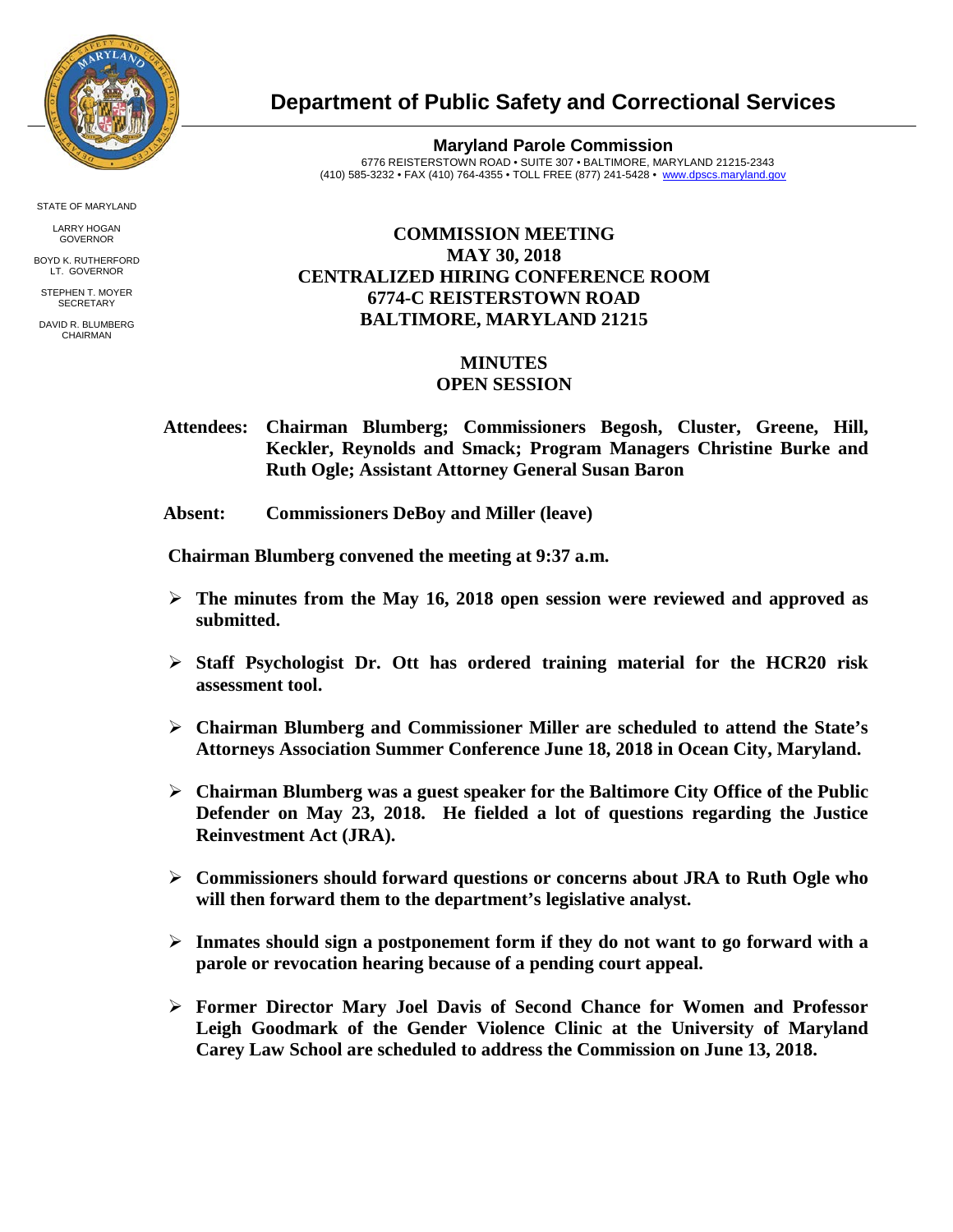# Department of Public Safety and Correctional Services

**Maryland Parole Commission**
6776 REISTERSTOWN ROAD • SUITE 307 • BALTIMORE, MARYLAND 21215-2343
(410) 585-3232 • FAX (410) 764-4355 • TOLL FREE (877) 241-5428 • www.dpscs.maryland.gov

STATE OF MARYLAND

LARRY HOGAN
GOVERNOR

BOYD K. RUTHERFORD
LT. GOVERNOR

STEPHEN T. MOYER
SECRETARY

DAVID R. BLUMBERG
CHAIRMAN

## COMMISSION MEETING
## MAY 30, 2018
## CENTRALIZED HIRING CONFERENCE ROOM
## 6774-C REISTERSTOWN ROAD
## BALTIMORE, MARYLAND 21215

## MINUTES
## OPEN SESSION

**Attendees: Chairman Blumberg; Commissioners Begosh, Cluster, Greene, Hill, Keckler, Reynolds and Smack; Program Managers Christine Burke and Ruth Ogle; Assistant Attorney General Susan Baron**

**Absent: Commissioners DeBoy and Miller (leave)**

**Chairman Blumberg convened the meeting at 9:37 a.m.**

- **The minutes from the May 16, 2018 open session were reviewed and approved as submitted.**
- **Staff Psychologist Dr. Ott has ordered training material for the HCR20 risk assessment tool.**
- **Chairman Blumberg and Commissioner Miller are scheduled to attend the State's Attorneys Association Summer Conference June 18, 2018 in Ocean City, Maryland.**
- **Chairman Blumberg was a guest speaker for the Baltimore City Office of the Public Defender on May 23, 2018. He fielded a lot of questions regarding the Justice Reinvestment Act (JRA).**
- **Commissioners should forward questions or concerns about JRA to Ruth Ogle who will then forward them to the department's legislative analyst.**
- **Inmates should sign a postponement form if they do not want to go forward with a parole or revocation hearing because of a pending court appeal.**
- **Former Director Mary Joel Davis of Second Chance for Women and Professor Leigh Goodmark of the Gender Violence Clinic at the University of Maryland Carey Law School are scheduled to address the Commission on June 13, 2018.**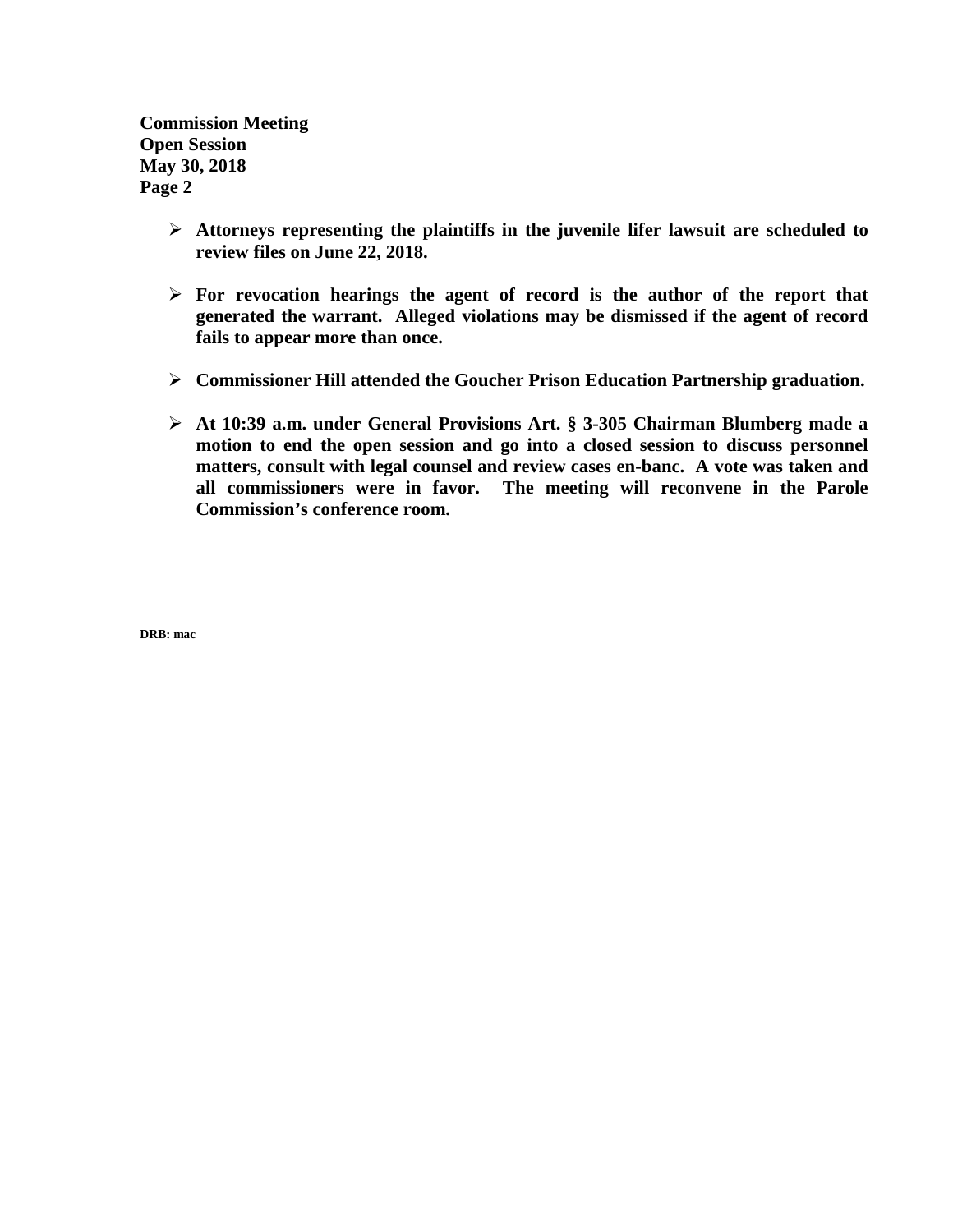- **Attorneys representing the plaintiffs in the juvenile lifer lawsuit are scheduled to review files on June 22, 2018.**

- **For revocation hearings the agent of record is the author of the report that generated the warrant. Alleged violations may be dismissed if the agent of record fails to appear more than once.**

- **Commissioner Hill attended the Goucher Prison Education Partnership graduation.**

- **At 10:39 a.m. under General Provisions Art. § 3-305 Chairman Blumberg made a motion to end the open session and go into a closed session to discuss personnel matters, consult with legal counsel and review cases en-banc. A vote was taken and all commissioners were in favor. The meeting will reconvene in the Parole Commission's conference room.**

**DRB: mac**